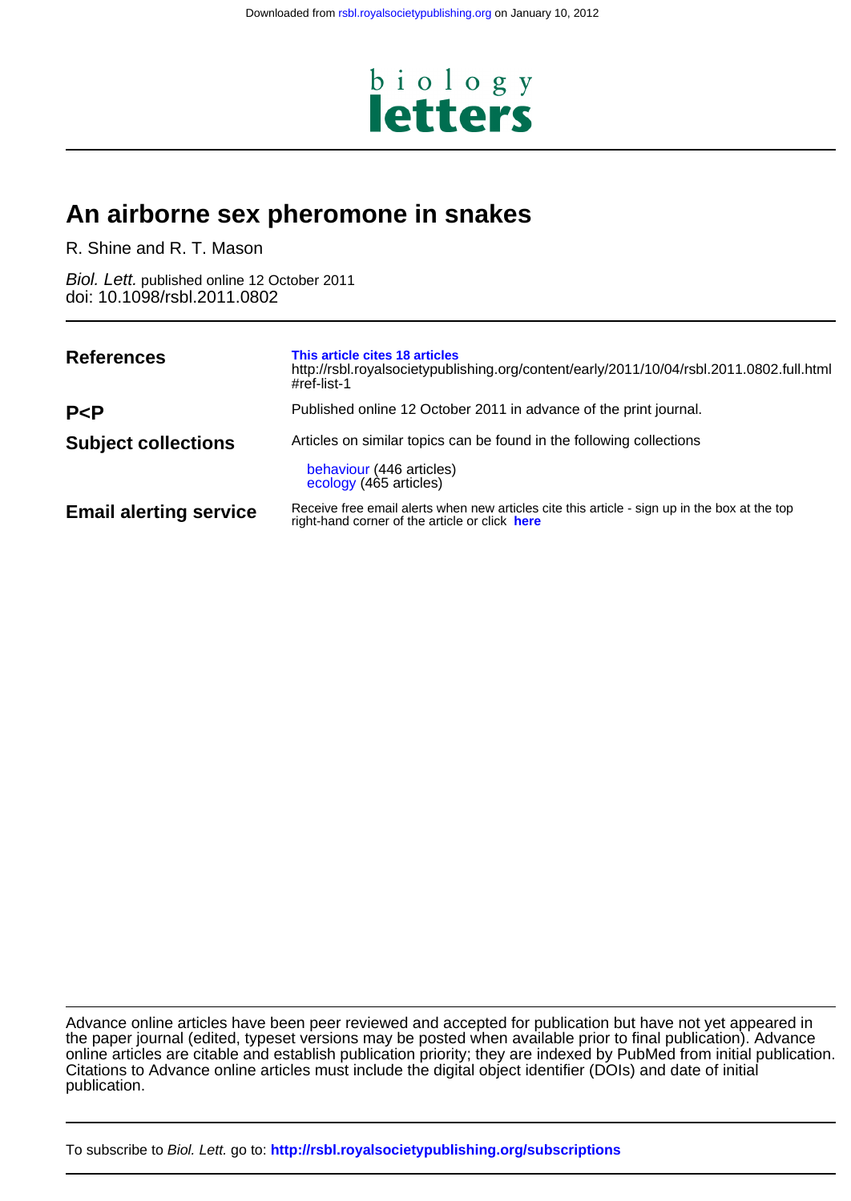Downloaded from rsbl.royalsocietypublishing.org on January 10, 2012

biology
**letters**

# An airborne sex pheromone in snakes

R. Shine and R. T. Mason

*Biol. Lett.* published online 12 October 2011
doi: 10.1098/rsbl.2011.0802

| | |
|---|---|
| **References** | **This article cites 18 articles** http://rsbl.royalsocietypublishing.org/content/early/2011/10/04/rsbl.2011.0802.full.html #ref-list-1 |
| **P<P** | Published online 12 October 2011 in advance of the print journal. |
| **Subject collections** | Articles on similar topics can be found in the following collections<br>behaviour (446 articles)<br>ecology (465 articles) |
| **Email alerting service** | Receive free email alerts when new articles cite this article - sign up in the box at the top right-hand corner of the article or click **here** |

Advance online articles have been peer reviewed and accepted for publication but have not yet appeared in the paper journal (edited, typeset versions may be posted when available prior to final publication). Advance online articles are citable and establish publication priority; they are indexed by PubMed from initial publication. Citations to Advance online articles must include the digital object identifier (DOIs) and date of initial publication.

To subscribe to *Biol. Lett.* go to: **http://rsbl.royalsocietypublishing.org/subscriptions**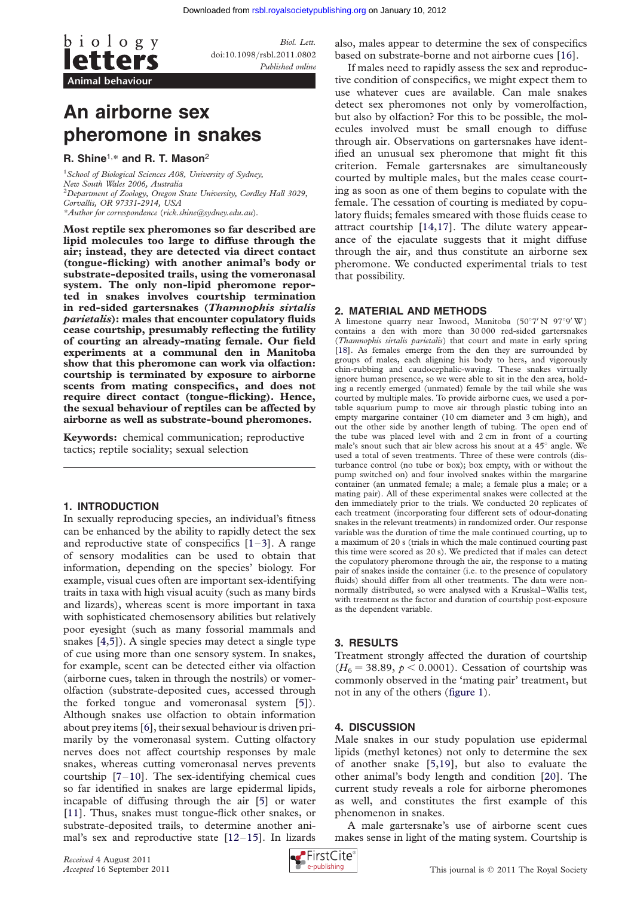Biol. Lett.
doi:10.1098/rsbl.2011.0802
Published online

Animal behaviour

# An airborne sex pheromone in snakes

**R. Shine[1,*] and R. T. Mason[2]**

[1]*School of Biological Sciences A08, University of Sydney, New South Wales 2006, Australia*
[2]*Department of Zoology, Oregon State University, Cordley Hall 3029, Corvallis, OR 97331-2914, USA*
*\*Author for correspondence (rick.shine@sydney.edu.au).*

**Most reptile sex pheromones so far described are lipid molecules too large to diffuse through the air; instead, they are detected via direct contact (tongue-flicking) with another animal's body or substrate-deposited trails, using the vomeronasal system. The only non-lipid pheromone reported in snakes involves courtship termination in red-sided gartersnakes (*Thamnophis sirtalis parietalis*): males that encounter copulatory fluids cease courtship, presumably reflecting the futility of courting an already-mating female. Our field experiments at a communal den in Manitoba show that this pheromone can work via olfaction: courtship is terminated by exposure to airborne scents from mating conspecifics, and does not require direct contact (tongue-flicking). Hence, the sexual behaviour of reptiles can be affected by airborne as well as substrate-bound pheromones.**

**Keywords:** chemical communication; reproductive tactics; reptile sociality; sexual selection

## 1. INTRODUCTION

In sexually reproducing species, an individual's fitness can be enhanced by the ability to rapidly detect the sex and reproductive state of conspecifics [1–3]. A range of sensory modalities can be used to obtain that information, depending on the species' biology. For example, visual cues often are important sex-identifying traits in taxa with high visual acuity (such as many birds and lizards), whereas scent is more important in taxa with sophisticated chemosensory abilities but relatively poor eyesight (such as many fossorial mammals and snakes [4,5]). A single species may detect a single type of cue using more than one sensory system. In snakes, for example, scent can be detected either via olfaction (airborne cues, taken in through the nostrils) or vomerolfaction (substrate-deposited cues, accessed through the forked tongue and vomeronasal system [5]). Although snakes use olfaction to obtain information about prey items [6], their sexual behaviour is driven primarily by the vomeronasal system. Cutting olfactory nerves does not affect courtship responses by male snakes, whereas cutting vomeronasal nerves prevents courtship [7–10]. The sex-identifying chemical cues so far identified in snakes are large epidermal lipids, incapable of diffusing through the air [5] or water [11]. Thus, snakes must tongue-flick other snakes, or substrate-deposited trails, to determine another animal's sex and reproductive state [12–15]. In lizards also, males appear to determine the sex of conspecifics based on substrate-borne and not airborne cues [16].

If males need to rapidly assess the sex and reproductive condition of conspecifics, we might expect them to use whatever cues are available. Can male snakes detect sex pheromones not only by vomerolfaction, but also by olfaction? For this to be possible, the molecules involved must be small enough to diffuse through air. Observations on gartersnakes have identified an unusual sex pheromone that might fit this criterion. Female gartersnakes are simultaneously courted by multiple males, but the males cease courting as soon as one of them begins to copulate with the female. The cessation of courting is mediated by copulatory fluids; females smeared with those fluids cease to attract courtship [14,17]. The dilute watery appearance of the ejaculate suggests that it might diffuse through the air, and thus constitute an airborne sex pheromone. We conducted experimental trials to test that possibility.

## 2. MATERIAL AND METHODS

A limestone quarry near Inwood, Manitoba (50°7′ N 97°9′ W) contains a den with more than 30 000 red-sided gartersnakes (*Thamnophis sirtalis parietalis*) that court and mate in early spring [18]. As females emerge from the den they are surrounded by groups of males, each aligning his body to hers, and vigorously chin-rubbing and caudocephalic-waving. These snakes virtually ignore human presence, so we were able to sit in the den area, holding a recently emerged (unmated) female by the tail while she was courted by multiple males. To provide airborne cues, we used a portable aquarium pump to move air through plastic tubing into an empty margarine container (10 cm diameter and 3 cm high), and out the other side by another length of tubing. The open end of the tube was placed level with and 2 cm in front of a courting male's snout such that air blew across his snout at a 45° angle. We used a total of seven treatments. Three of these were controls (disturbance control (no tube or box); box empty, with or without the pump switched on) and four involved snakes within the margarine container (an unmated female; a male; a female plus a male; or a mating pair). All of these experimental snakes were collected at the den immediately prior to the trials. We conducted 20 replicates of each treatment (incorporating four different sets of odour-donating snakes in the relevant treatments) in randomized order. Our response variable was the duration of time the male continued courting, up to a maximum of 20 s (trials in which the male continued courting past this time were scored as 20 s). We predicted that if males can detect the copulatory pheromone through the air, the response to a mating pair of snakes inside the container (i.e. to the presence of copulatory fluids) should differ from all other treatments. The data were non-normally distributed, so were analysed with a Kruskal–Wallis test, with treatment as the factor and duration of courtship post-exposure as the dependent variable.

## 3. RESULTS

Treatment strongly affected the duration of courtship ($H_6 = 38.89$, $p < 0.0001$). Cessation of courtship was commonly observed in the 'mating pair' treatment, but not in any of the others (figure 1).

## 4. DISCUSSION

Male snakes in our study population use epidermal lipids (methyl ketones) not only to determine the sex of another snake [5,19], but also to evaluate the other animal's body length and condition [20]. The current study reveals a role for airborne pheromones as well, and constitutes the first example of this phenomenon in snakes.

A male gartersnake's use of airborne scent cues makes sense in light of the mating system. Courtship is

*Received* 4 August 2011
*Accepted* 16 September 2011

This journal is © 2011 The Royal Society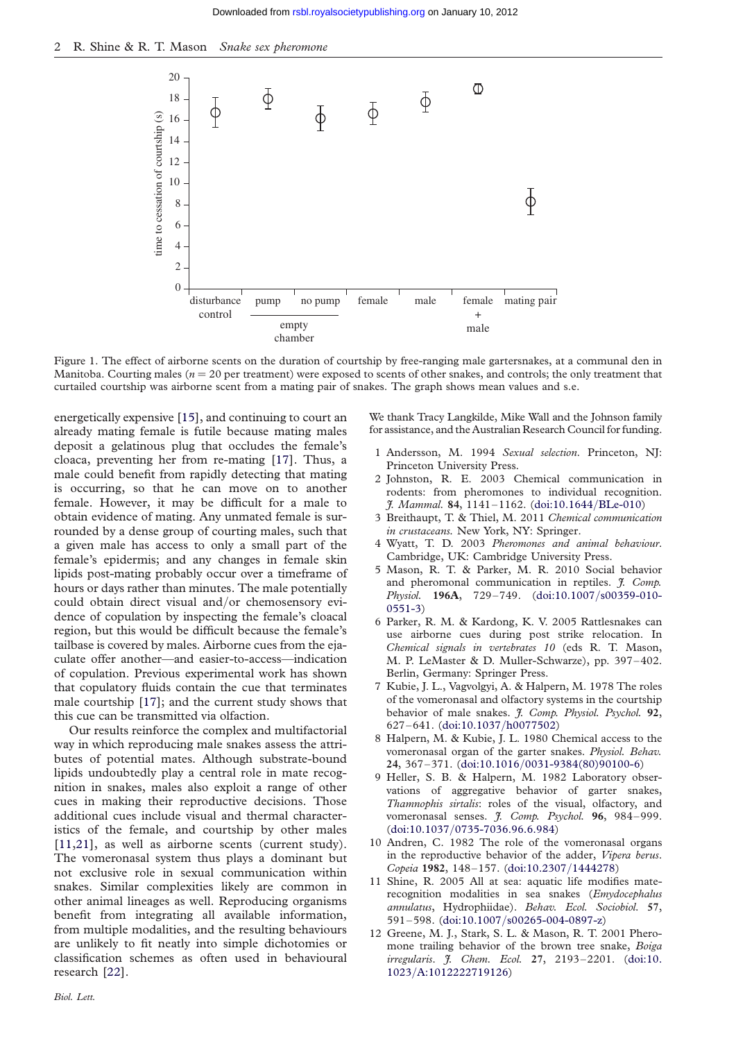20
18
16
14
12
10
8
6
4
2
0

time to cessation of courtship (s)

disturbance control
pump
no pump
empty chamber
female
male
female + male
mating pair

Figure 1. The effect of airborne scents on the duration of courtship by free-ranging male gartersnakes, at a communal den in Manitoba. Courting males ($n = 20$ per treatment) were exposed to scents of other snakes, and controls; the only treatment that curtailed courtship was airborne scent from a mating pair of snakes. The graph shows mean values and s.e.

energetically expensive [15], and continuing to court an already mating female is futile because mating males deposit a gelatinous plug that occludes the female's cloaca, preventing her from re-mating [17]. Thus, a male could benefit from rapidly detecting that mating is occurring, so that he can move on to another female. However, it may be difficult for a male to obtain evidence of mating. Any unmated female is surrounded by a dense group of courting males, such that a given male has access to only a small part of the female's epidermis; and any changes in female skin lipids post-mating probably occur over a timeframe of hours or days rather than minutes. The male potentially could obtain direct visual and/or chemosensory evidence of copulation by inspecting the female's cloacal region, but this would be difficult because the female's tailbase is covered by males. Airborne cues from the ejaculate offer another—and easier-to-access—indication of copulation. Previous experimental work has shown that copulatory fluids contain the cue that terminates male courtship [17]; and the current study shows that this cue can be transmitted via olfaction.

Our results reinforce the complex and multifactorial way in which reproducing male snakes assess the attributes of potential mates. Although substrate-bound lipids undoubtedly play a central role in mate recognition in snakes, males also exploit a range of other cues in making their reproductive decisions. Those additional cues include visual and thermal characteristics of the female, and courtship by other males [11,21], as well as airborne scents (current study). The vomeronasal system thus plays a dominant but not exclusive role in sexual communication within snakes. Similar complexities likely are common in other animal lineages as well. Reproducing organisms benefit from integrating all available information, from multiple modalities, and the resulting behaviours are unlikely to fit neatly into simple dichotomies or classification schemes as often used in behavioural research [22].

We thank Tracy Langkilde, Mike Wall and the Johnson family for assistance, and the Australian Research Council for funding.

1 Andersson, M. 1994 *Sexual selection*. Princeton, NJ: Princeton University Press.

2 Johnston, R. E. 2003 Chemical communication in rodents: from pheromones to individual recognition. *J. Mammal.* **84**, 1141–1162. (doi:10.1644/BLe-010)

3 Breithaupt, T. & Thiel, M. 2011 *Chemical communication in crustaceans*. New York, NY: Springer.

4 Wyatt, T. D. 2003 *Pheromones and animal behaviour*. Cambridge, UK: Cambridge University Press.

5 Mason, R. T. & Parker, M. R. 2010 Social behavior and pheromonal communication in reptiles. *J. Comp. Physiol.* **196A**, 729–749. (doi:10.1007/s00359-010-0551-3)

6 Parker, R. M. & Kardong, K. V. 2005 Rattlesnakes can use airborne cues during post strike relocation. In *Chemical signals in vertebrates 10* (eds R. T. Mason, M. P. LeMaster & D. Muller-Schwarze), pp. 397–402. Berlin, Germany: Springer Press.

7 Kubie, J. L., Vagvolgyi, A. & Halpern, M. 1978 The roles of the vomeronasal and olfactory systems in the courtship behavior of male snakes. *J. Comp. Physiol. Psychol.* **92**, 627–641. (doi:10.1037/h0077502)

8 Halpern, M. & Kubie, J. L. 1980 Chemical access to the vomeronasal organ of the garter snakes. *Physiol. Behav.* **24**, 367–371. (doi:10.1016/0031-9384(80)90100-6)

9 Heller, S. B. & Halpern, M. 1982 Laboratory observations of aggregative behavior of garter snakes, *Thamnophis sirtalis*: roles of the visual, olfactory, and vomeronasal senses. *J. Comp. Psychol.* **96**, 984–999. (doi:10.1037/0735-7036.96.6.984)

10 Andren, C. 1982 The role of the vomeronasal organs in the reproductive behavior of the adder, *Vipera berus*. *Copeia* **1982**, 148–157. (doi:10.2307/1444278)

11 Shine, R. 2005 All at sea: aquatic life modifies mate-recognition modalities in sea snakes (*Emydocephalus annulatus*, Hydrophiidae). *Behav. Ecol. Sociobiol.* **57**, 591–598. (doi:10.1007/s00265-004-0897-z)

12 Greene, M. J., Stark, S. L. & Mason, R. T. 2001 Pheromone trailing behavior of the brown tree snake, *Boiga irregularis*. *J. Chem. Ecol.* **27**, 2193–2201. (doi:10.1023/A:1012222719126)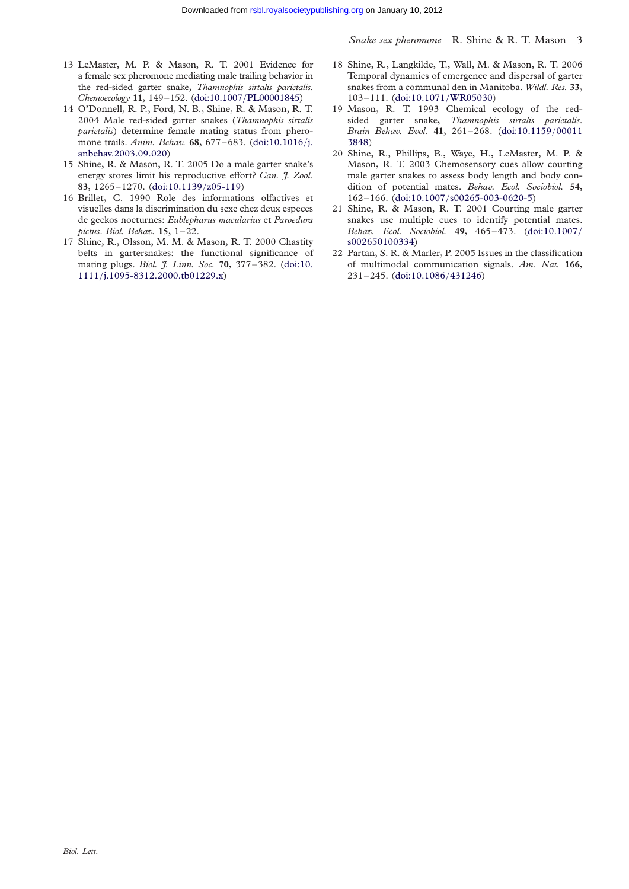13 LeMaster, M. P. & Mason, R. T. 2001 Evidence for a female sex pheromone mediating male trailing behavior in the red-sided garter snake, *Thamnophis sirtalis parietalis*. *Chemoecology* **11**, 149–152. (doi:10.1007/PL00001845)

14 O'Donnell, R. P., Ford, N. B., Shine, R. & Mason, R. T. 2004 Male red-sided garter snakes (*Thamnophis sirtalis parietalis*) determine female mating status from pheromone trails. *Anim. Behav.* **68**, 677–683. (doi:10.1016/j.anbehav.2003.09.020)

15 Shine, R. & Mason, R. T. 2005 Do a male garter snake's energy stores limit his reproductive effort? *Can. J. Zool.* **83**, 1265–1270. (doi:10.1139/z05-119)

16 Brillet, C. 1990 Role des informations olfactives et visuelles dans la discrimination du sexe chez deux especes de geckos nocturnes: *Eublepharus macularius* et *Paroedura pictus*. *Biol. Behav.* **15**, 1–22.

17 Shine, R., Olsson, M. M. & Mason, R. T. 2000 Chastity belts in gartersnakes: the functional significance of mating plugs. *Biol. J. Linn. Soc.* **70**, 377–382. (doi:10.1111/j.1095-8312.2000.tb01229.x)

18 Shine, R., Langkilde, T., Wall, M. & Mason, R. T. 2006 Temporal dynamics of emergence and dispersal of garter snakes from a communal den in Manitoba. *Wildl. Res.* **33**, 103–111. (doi:10.1071/WR05030)

19 Mason, R. T. 1993 Chemical ecology of the red-sided garter snake, *Thamnophis sirtalis parietalis*. *Brain Behav. Evol.* **41**, 261–268. (doi:10.1159/000113848)

20 Shine, R., Phillips, B., Waye, H., LeMaster, M. P. & Mason, R. T. 2003 Chemosensory cues allow courting male garter snakes to assess body length and body condition of potential mates. *Behav. Ecol. Sociobiol.* **54**, 162–166. (doi:10.1007/s00265-003-0620-5)

21 Shine, R. & Mason, R. T. 2001 Courting male garter snakes use multiple cues to identify potential mates. *Behav. Ecol. Sociobiol.* **49**, 465–473. (doi:10.1007/s002650100334)

22 Partan, S. R. & Marler, P. 2005 Issues in the classification of multimodal communication signals. *Am. Nat.* **166**, 231–245. (doi:10.1086/431246)